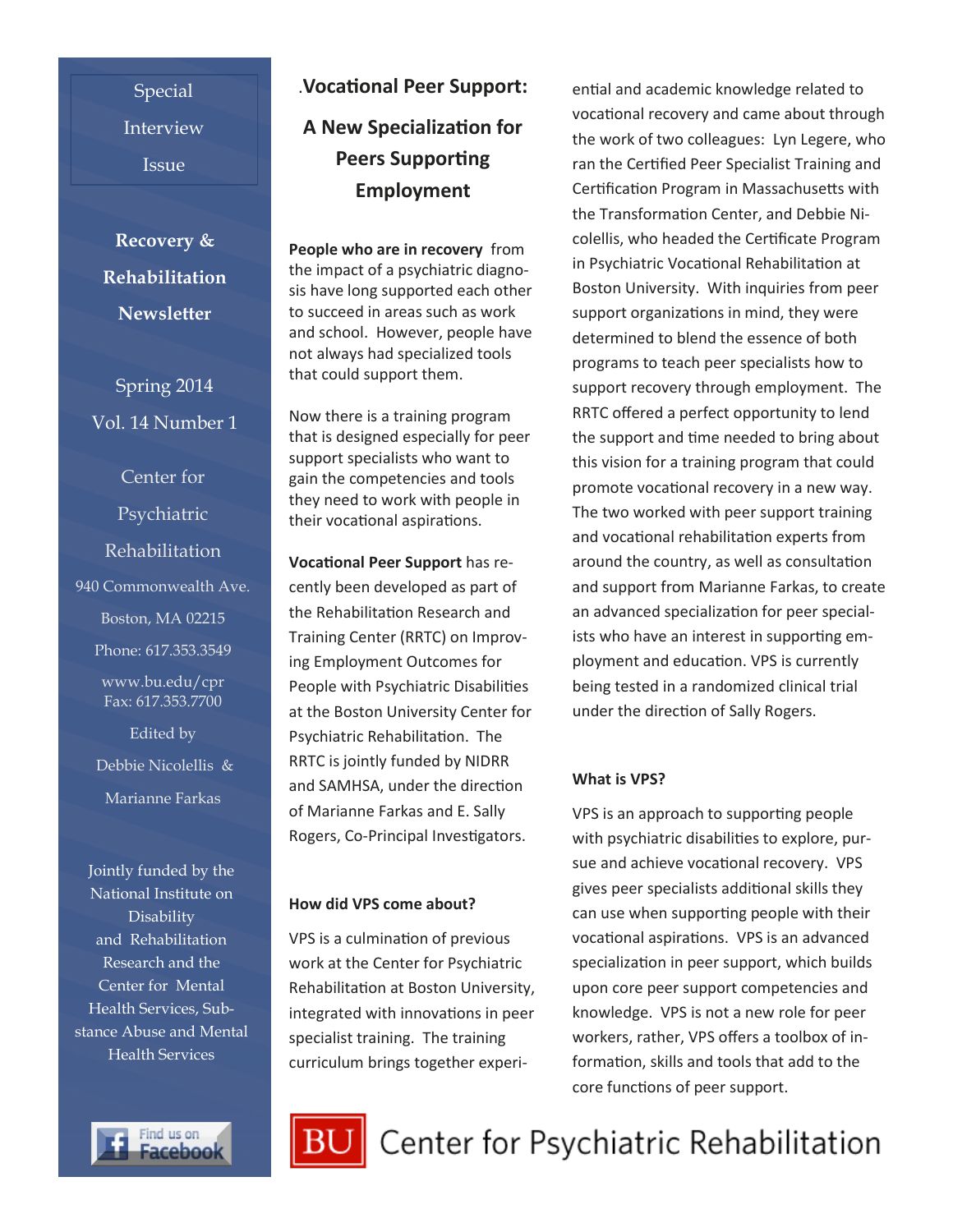Special Interview Issue

**Recovery & Rehabilitation Newsletter**

Spring 2014
Vol. 14 Number 1

Center for Psychiatric Rehabilitation

940 Commonwealth Ave.
Boston, MA 02215
Phone: 617.353.3549
www.bu.edu/cpr
Fax: 617.353.7700

Edited by
Debbie Nicolellis & Marianne Farkas

Jointly funded by the National Institute on Disability and Rehabilitation Research and the Center for Mental Health Services, Substance Abuse and Mental Health Services

Find us on Facebook

# .Vocational Peer Support:

## A New Specialization for Peers Supporting Employment

**People who are in recovery** from the impact of a psychiatric diagnosis have long supported each other to succeed in areas such as work and school. However, people have not always had specialized tools that could support them.

Now there is a training program that is designed especially for peer support specialists who want to gain the competencies and tools they need to work with people in their vocational aspirations.

**Vocational Peer Support** has recently been developed as part of the Rehabilitation Research and Training Center (RRTC) on Improving Employment Outcomes for People with Psychiatric Disabilities at the Boston University Center for Psychiatric Rehabilitation. The RRTC is jointly funded by NIDRR and SAMHSA, under the direction of Marianne Farkas and E. Sally Rogers, Co-Principal Investigators.

### How did VPS come about?

VPS is a culmination of previous work at the Center for Psychiatric Rehabilitation at Boston University, integrated with innovations in peer specialist training. The training curriculum brings together experiential and academic knowledge related to vocational recovery and came about through the work of two colleagues: Lyn Legere, who ran the Certified Peer Specialist Training and Certification Program in Massachusetts with the Transformation Center, and Debbie Nicolellis, who headed the Certificate Program in Psychiatric Vocational Rehabilitation at Boston University. With inquiries from peer support organizations in mind, they were determined to blend the essence of both programs to teach peer specialists how to support recovery through employment. The RRTC offered a perfect opportunity to lend the support and time needed to bring about this vision for a training program that could promote vocational recovery in a new way. The two worked with peer support training and vocational rehabilitation experts from around the country, as well as consultation and support from Marianne Farkas, to create an advanced specialization for peer specialists who have an interest in supporting employment and education. VPS is currently being tested in a randomized clinical trial under the direction of Sally Rogers.

### What is VPS?

VPS is an approach to supporting people with psychiatric disabilities to explore, pursue and achieve vocational recovery. VPS gives peer specialists additional skills they can use when supporting people with their vocational aspirations. VPS is an advanced specialization in peer support, which builds upon core peer support competencies and knowledge. VPS is not a new role for peer workers, rather, VPS offers a toolbox of information, skills and tools that add to the core functions of peer support.

BU Center for Psychiatric Rehabilitation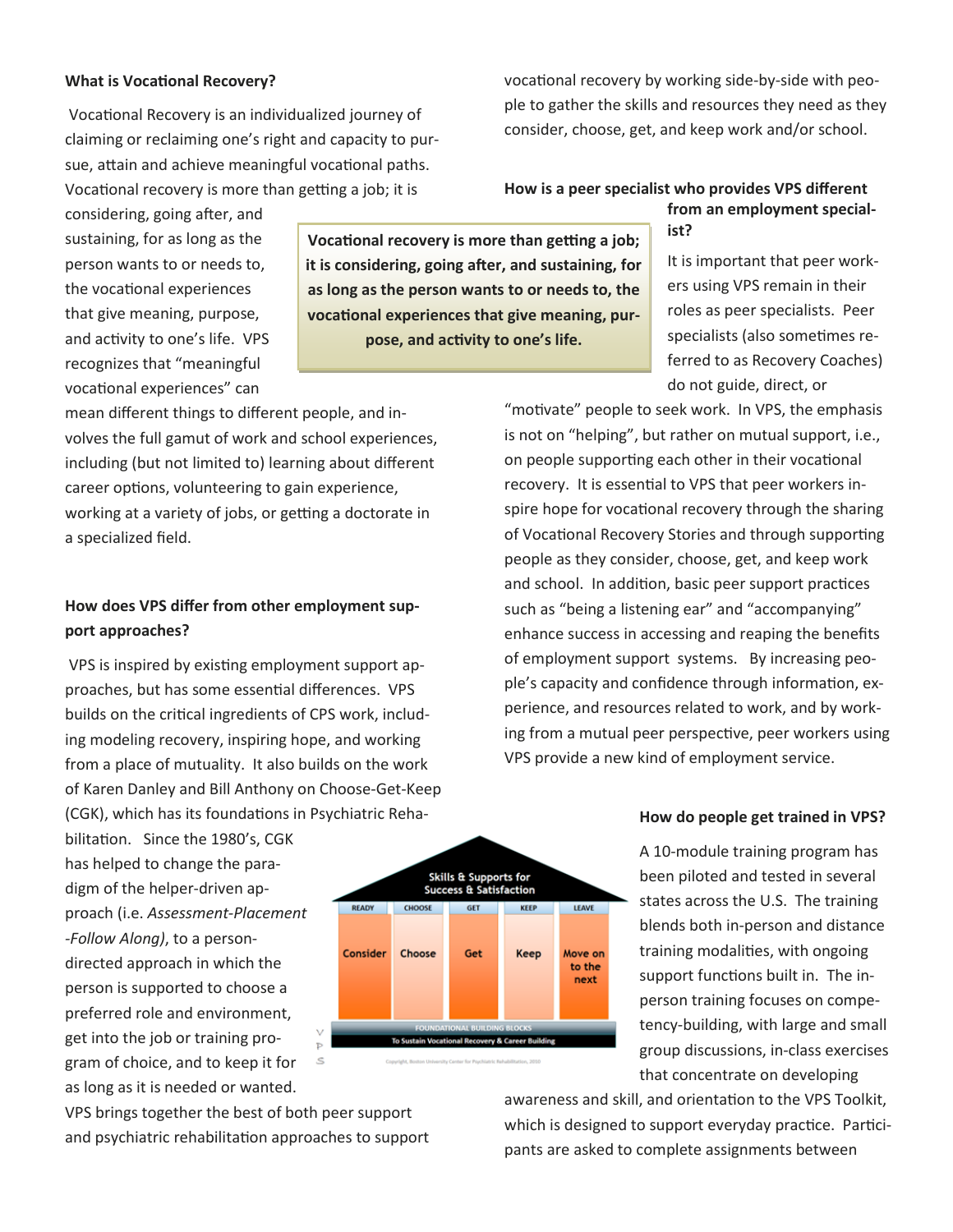### What is Vocational Recovery?

Vocational Recovery is an individualized journey of claiming or reclaiming one's right and capacity to pursue, attain and achieve meaningful vocational paths. Vocational recovery is more than getting a job; it is considering, going after, and sustaining, for as long as the person wants to or needs to, the vocational experiences that give meaning, purpose, and activity to one's life. VPS recognizes that "meaningful vocational experiences" can mean different things to different people, and involves the full gamut of work and school experiences, including (but not limited to) learning about different career options, volunteering to gain experience, working at a variety of jobs, or getting a doctorate in a specialized field.

**Vocational recovery is more than getting a job; it is considering, going after, and sustaining, for as long as the person wants to or needs to, the vocational experiences that give meaning, purpose, and activity to one's life.**

### How does VPS differ from other employment support approaches?

VPS is inspired by existing employment support approaches, but has some essential differences. VPS builds on the critical ingredients of CPS work, including modeling recovery, inspiring hope, and working from a place of mutuality. It also builds on the work of Karen Danley and Bill Anthony on Choose-Get-Keep (CGK), which has its foundations in Psychiatric Rehabilitation. Since the 1980's, CGK has helped to change the paradigm of the helper-driven approach (i.e. *Assessment-Placement-Follow Along)*, to a person-directed approach in which the person is supported to choose a preferred role and environment, get into the job or training program of choice, and to keep it for as long as it is needed or wanted. VPS brings together the best of both peer support and psychiatric rehabilitation approaches to support vocational recovery by working side-by-side with people to gather the skills and resources they need as they consider, choose, get, and keep work and/or school.

Skills & Supports for Success & Satisfaction

| READY | CHOOSE | GET | KEEP | LEAVE |
|---|---|---|---|---|
| Consider | Choose | Get | Keep | Move on to the next |

FOUNDATIONAL BUILDING BLOCKS
To Sustain Vocational Recovery & Career Building

VPS

Copyright, Boston University Center for Psychiatric Rehabilitation, 2010

### How is a peer specialist who provides VPS different from an employment specialist?

It is important that peer workers using VPS remain in their roles as peer specialists. Peer specialists (also sometimes referred to as Recovery Coaches) do not guide, direct, or "motivate" people to seek work. In VPS, the emphasis is not on "helping", but rather on mutual support, i.e., on people supporting each other in their vocational recovery. It is essential to VPS that peer workers inspire hope for vocational recovery through the sharing of Vocational Recovery Stories and through supporting people as they consider, choose, get, and keep work and school. In addition, basic peer support practices such as "being a listening ear" and "accompanying" enhance success in accessing and reaping the benefits of employment support systems. By increasing people's capacity and confidence through information, experience, and resources related to work, and by working from a mutual peer perspective, peer workers using VPS provide a new kind of employment service.

### How do people get trained in VPS?

A 10-module training program has been piloted and tested in several states across the U.S. The training blends both in-person and distance training modalities, with ongoing support functions built in. The in-person training focuses on competency-building, with large and small group discussions, in-class exercises that concentrate on developing awareness and skill, and orientation to the VPS Toolkit, which is designed to support everyday practice. Participants are asked to complete assignments between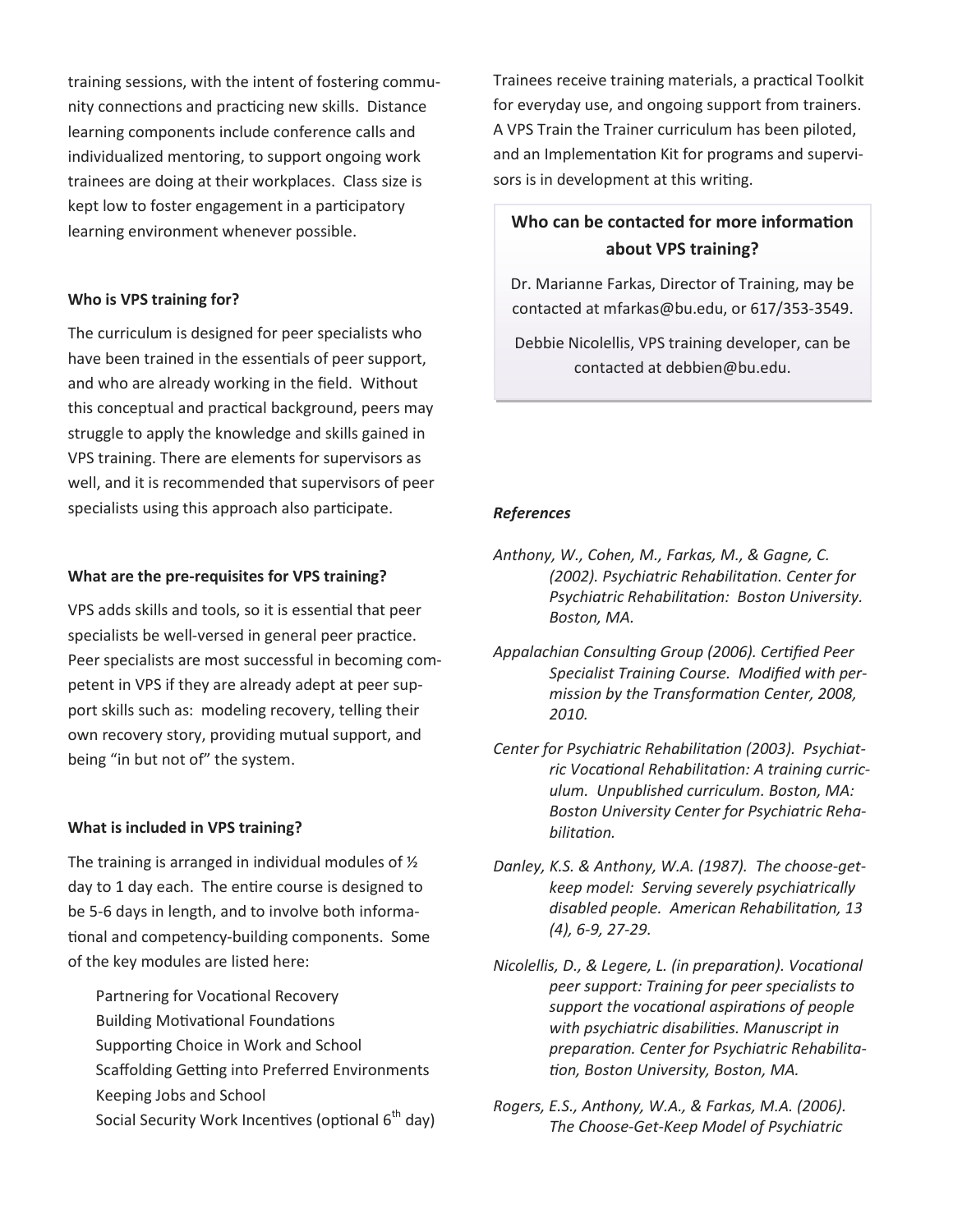training sessions, with the intent of fostering community connections and practicing new skills. Distance learning components include conference calls and individualized mentoring, to support ongoing work trainees are doing at their workplaces. Class size is kept low to foster engagement in a participatory learning environment whenever possible.

**Who is VPS training for?**

The curriculum is designed for peer specialists who have been trained in the essentials of peer support, and who are already working in the field. Without this conceptual and practical background, peers may struggle to apply the knowledge and skills gained in VPS training. There are elements for supervisors as well, and it is recommended that supervisors of peer specialists using this approach also participate.

**What are the pre-requisites for VPS training?**

VPS adds skills and tools, so it is essential that peer specialists be well-versed in general peer practice. Peer specialists are most successful in becoming competent in VPS if they are already adept at peer support skills such as: modeling recovery, telling their own recovery story, providing mutual support, and being "in but not of" the system.

**What is included in VPS training?**

The training is arranged in individual modules of ½ day to 1 day each. The entire course is designed to be 5-6 days in length, and to involve both informational and competency-building components. Some of the key modules are listed here:

- Partnering for Vocational Recovery
- Building Motivational Foundations
- Supporting Choice in Work and School
- Scaffolding Getting into Preferred Environments
- Keeping Jobs and School
- Social Security Work Incentives (optional 6th day)

Trainees receive training materials, a practical Toolkit for everyday use, and ongoing support from trainers. A VPS Train the Trainer curriculum has been piloted, and an Implementation Kit for programs and supervisors is in development at this writing.

**Who can be contacted for more information about VPS training?**

Dr. Marianne Farkas, Director of Training, may be contacted at mfarkas@bu.edu, or 617/353-3549.

Debbie Nicolellis, VPS training developer, can be contacted at debbien@bu.edu.

***References***

*Anthony, W., Cohen, M., Farkas, M., & Gagne, C. (2002). Psychiatric Rehabilitation. Center for Psychiatric Rehabilitation: Boston University. Boston, MA.*

*Appalachian Consulting Group (2006). Certified Peer Specialist Training Course. Modified with permission by the Transformation Center, 2008, 2010.*

*Center for Psychiatric Rehabilitation (2003). Psychiatric Vocational Rehabilitation: A training curriculum. Unpublished curriculum. Boston, MA: Boston University Center for Psychiatric Rehabilitation.*

*Danley, K.S. & Anthony, W.A. (1987). The choose-get-keep model: Serving severely psychiatrically disabled people. American Rehabilitation, 13 (4), 6-9, 27-29.*

*Nicolellis, D., & Legere, L. (in preparation). Vocational peer support: Training for peer specialists to support the vocational aspirations of people with psychiatric disabilities. Manuscript in preparation. Center for Psychiatric Rehabilitation, Boston University, Boston, MA.*

*Rogers, E.S., Anthony, W.A., & Farkas, M.A. (2006). The Choose-Get-Keep Model of Psychiatric*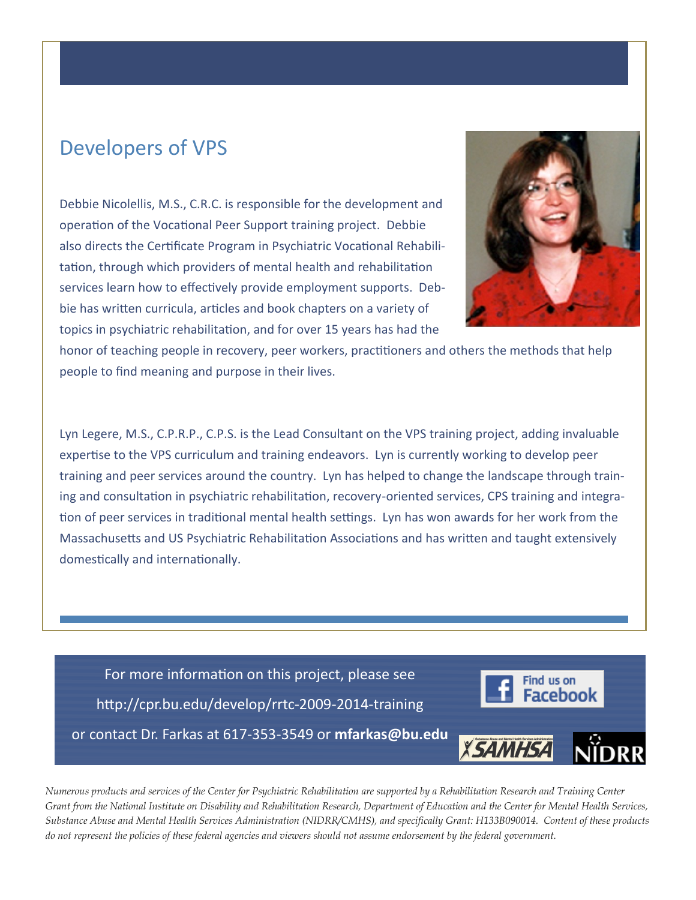## Developers of VPS

Debbie Nicolellis, M.S., C.R.C. is responsible for the development and operation of the Vocational Peer Support training project. Debbie also directs the Certificate Program in Psychiatric Vocational Rehabilitation, through which providers of mental health and rehabilitation services learn how to effectively provide employment supports. Debbie has written curricula, articles and book chapters on a variety of topics in psychiatric rehabilitation, and for over 15 years has had the honor of teaching people in recovery, peer workers, practitioners and others the methods that help people to find meaning and purpose in their lives.

Lyn Legere, M.S., C.P.R.P., C.P.S. is the Lead Consultant on the VPS training project, adding invaluable expertise to the VPS curriculum and training endeavors. Lyn is currently working to develop peer training and peer services around the country. Lyn has helped to change the landscape through training and consultation in psychiatric rehabilitation, recovery-oriented services, CPS training and integration of peer services in traditional mental health settings. Lyn has won awards for her work from the Massachusetts and US Psychiatric Rehabilitation Associations and has written and taught extensively domestically and internationally.

For more information on this project, please see

http://cpr.bu.edu/develop/rrtc-2009-2014-training

or contact Dr. Farkas at 617-353-3549 or **mfarkas@bu.edu**

Find us on Facebook

SAMHSA

NIDRR

*Numerous products and services of the Center for Psychiatric Rehabilitation are supported by a Rehabilitation Research and Training Center Grant from the National Institute on Disability and Rehabilitation Research, Department of Education and the Center for Mental Health Services, Substance Abuse and Mental Health Services Administration (NIDRR/CMHS), and specifically Grant: H133B090014. Content of these products do not represent the policies of these federal agencies and viewers should not assume endorsement by the federal government.*